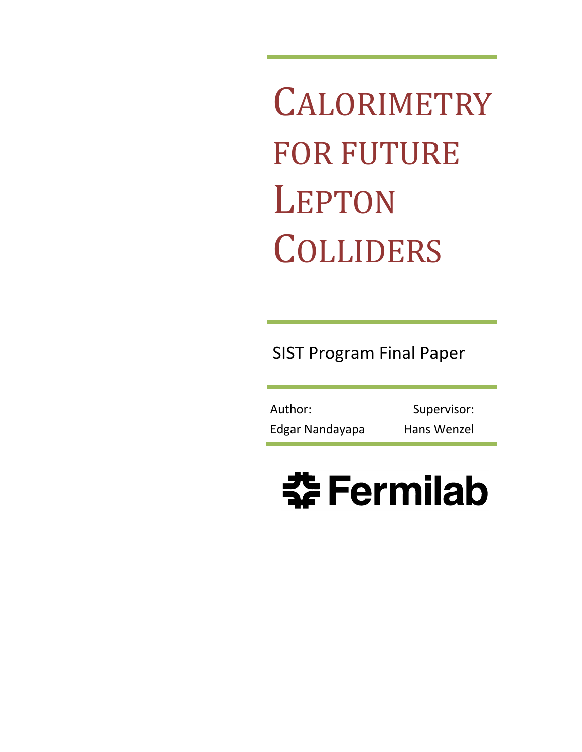# Calorimetry for Future Lepton Colliders

SIST Program Final Paper

| Author: | Supervisor: |
|---|---|
| Edgar Nandayapa | Hans Wenzel |

Fermilab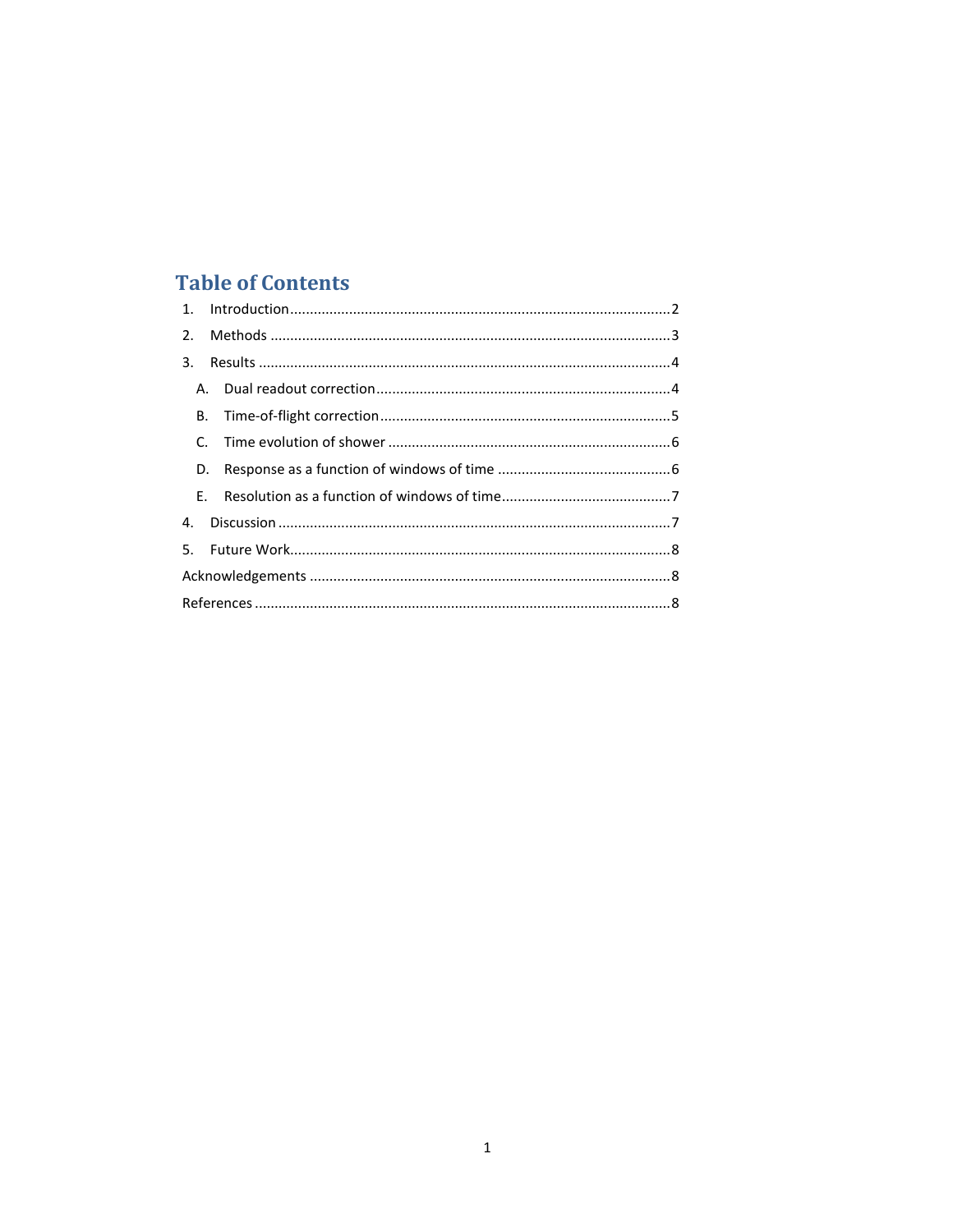# Table of Contents

1. Introduction ........ 2
2. Methods ........ 3
3. Results ........ 4
   - A. Dual readout correction ........ 4
   - B. Time-of-flight correction ........ 5
   - C. Time evolution of shower ........ 6
   - D. Response as a function of windows of time ........ 6
   - E. Resolution as a function of windows of time ........ 7
4. Discussion ........ 7
5. Future Work ........ 8

Acknowledgements ........ 8

References ........ 8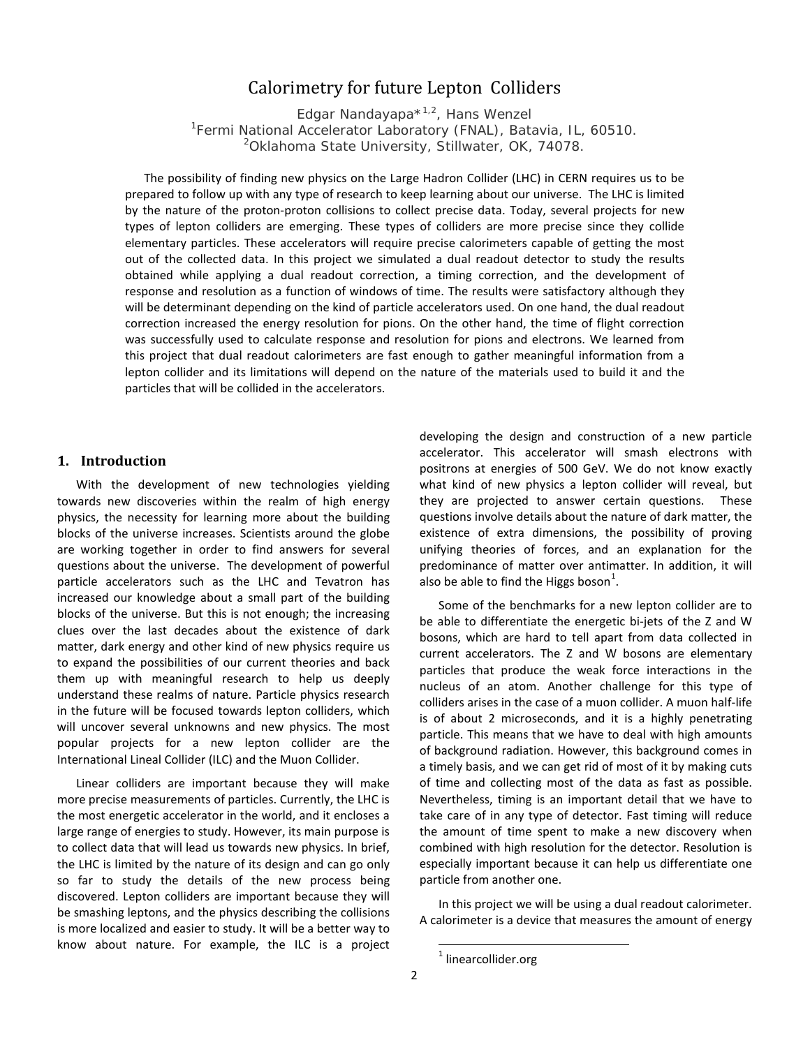# Calorimetry for future Lepton Colliders

Edgar Nandayapa*[1,2], Hans Wenzel
[1]Fermi National Accelerator Laboratory (FNAL), Batavia, IL, 60510.
[2]Oklahoma State University, Stillwater, OK, 74078.

The possibility of finding new physics on the Large Hadron Collider (LHC) in CERN requires us to be prepared to follow up with any type of research to keep learning about our universe. The LHC is limited by the nature of the proton-proton collisions to collect precise data. Today, several projects for new types of lepton colliders are emerging. These types of colliders are more precise since they collide elementary particles. These accelerators will require precise calorimeters capable of getting the most out of the collected data. In this project we simulated a dual readout detector to study the results obtained while applying a dual readout correction, a timing correction, and the development of response and resolution as a function of windows of time. The results were satisfactory although they will be determinant depending on the kind of particle accelerators used. On one hand, the dual readout correction increased the energy resolution for pions. On the other hand, the time of flight correction was successfully used to calculate response and resolution for pions and electrons. We learned from this project that dual readout calorimeters are fast enough to gather meaningful information from a lepton collider and its limitations will depend on the nature of the materials used to build it and the particles that will be collided in the accelerators.

## 1. Introduction

With the development of new technologies yielding towards new discoveries within the realm of high energy physics, the necessity for learning more about the building blocks of the universe increases. Scientists around the globe are working together in order to find answers for several questions about the universe. The development of powerful particle accelerators such as the LHC and Tevatron has increased our knowledge about a small part of the building blocks of the universe. But this is not enough; the increasing clues over the last decades about the existence of dark matter, dark energy and other kind of new physics require us to expand the possibilities of our current theories and back them up with meaningful research to help us deeply understand these realms of nature. Particle physics research in the future will be focused towards lepton colliders, which will uncover several unknowns and new physics. The most popular projects for a new lepton collider are the International Lineal Collider (ILC) and the Muon Collider.

Linear colliders are important because they will make more precise measurements of particles. Currently, the LHC is the most energetic accelerator in the world, and it encloses a large range of energies to study. However, its main purpose is to collect data that will lead us towards new physics. In brief, the LHC is limited by the nature of its design and can go only so far to study the details of the new process being discovered. Lepton colliders are important because they will be smashing leptons, and the physics describing the collisions is more localized and easier to study. It will be a better way to know about nature. For example, the ILC is a project developing the design and construction of a new particle accelerator. This accelerator will smash electrons with positrons at energies of 500 GeV. We do not know exactly what kind of new physics a lepton collider will reveal, but they are projected to answer certain questions. These questions involve details about the nature of dark matter, the existence of extra dimensions, the possibility of proving unifying theories of forces, and an explanation for the predominance of matter over antimatter. In addition, it will also be able to find the Higgs boson[1].

Some of the benchmarks for a new lepton collider are to be able to differentiate the energetic bi-jets of the Z and W bosons, which are hard to tell apart from data collected in current accelerators. The Z and W bosons are elementary particles that produce the weak force interactions in the nucleus of an atom. Another challenge for this type of colliders arises in the case of a muon collider. A muon half-life is of about 2 microseconds, and it is a highly penetrating particle. This means that we have to deal with high amounts of background radiation. However, this background comes in a timely basis, and we can get rid of most of it by making cuts of time and collecting most of the data as fast as possible. Nevertheless, timing is an important detail that we have to take care of in any type of detector. Fast timing will reduce the amount of time spent to make a new discovery when combined with high resolution for the detector. Resolution is especially important because it can help us differentiate one particle from another one.

In this project we will be using a dual readout calorimeter. A calorimeter is a device that measures the amount of energy

[1] linearcollider.org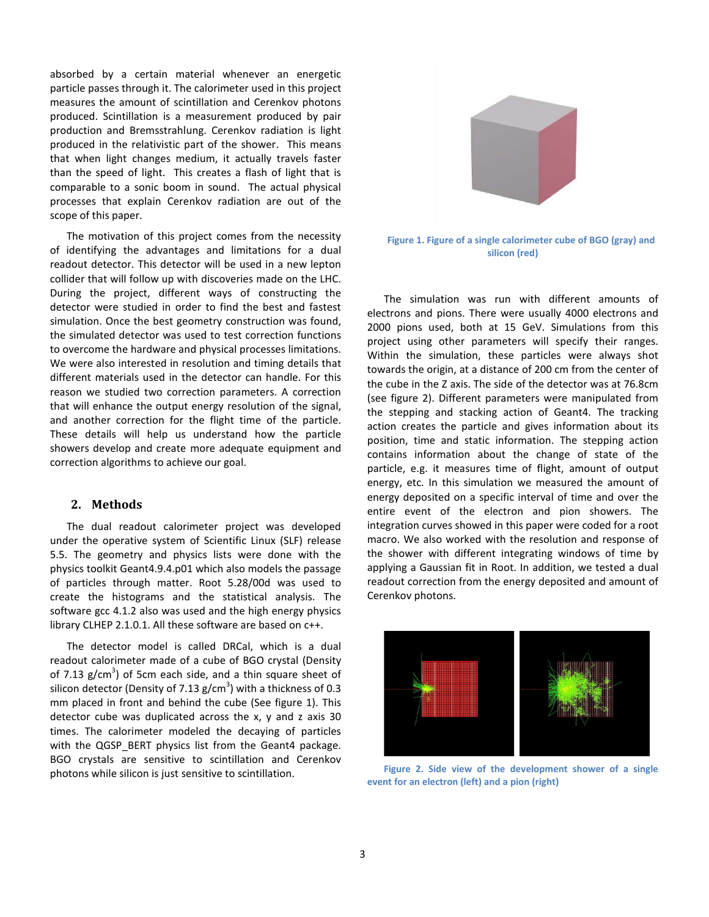absorbed by a certain material whenever an energetic particle passes through it. The calorimeter used in this project measures the amount of scintillation and Cerenkov photons produced. Scintillation is a measurement produced by pair production and Bremsstrahlung. Cerenkov radiation is light produced in the relativistic part of the shower. This means that when light changes medium, it actually travels faster than the speed of light. This creates a flash of light that is comparable to a sonic boom in sound. The actual physical processes that explain Cerenkov radiation are out of the scope of this paper.

The motivation of this project comes from the necessity of identifying the advantages and limitations for a dual readout detector. This detector will be used in a new lepton collider that will follow up with discoveries made on the LHC. During the project, different ways of constructing the detector were studied in order to find the best and fastest simulation. Once the best geometry construction was found, the simulated detector was used to test correction functions to overcome the hardware and physical processes limitations. We were also interested in resolution and timing details that different materials used in the detector can handle. For this reason we studied two correction parameters. A correction that will enhance the output energy resolution of the signal, and another correction for the flight time of the particle. These details will help us understand how the particle showers develop and create more adequate equipment and correction algorithms to achieve our goal.

## 2. Methods

The dual readout calorimeter project was developed under the operative system of Scientific Linux (SLF) release 5.5. The geometry and physics lists were done with the physics toolkit Geant4.9.4.p01 which also models the passage of particles through matter. Root 5.28/00d was used to create the histograms and the statistical analysis. The software gcc 4.1.2 also was used and the high energy physics library CLHEP 2.1.0.1. All these software are based on c++.

The detector model is called DRCal, which is a dual readout calorimeter made of a cube of BGO crystal (Density of 7.13 g/cm$^3$) of 5cm each side, and a thin square sheet of silicon detector (Density of 7.13 g/cm$^3$) with a thickness of 0.3 mm placed in front and behind the cube (See figure 1). This detector cube was duplicated across the x, y and z axis 30 times. The calorimeter modeled the decaying of particles with the QGSP_BERT physics list from the Geant4 package. BGO crystals are sensitive to scintillation and Cerenkov photons while silicon is just sensitive to scintillation.

Figure 1. Figure of a single calorimeter cube of BGO (gray) and silicon (red)

The simulation was run with different amounts of electrons and pions. There were usually 4000 electrons and 2000 pions used, both at 15 GeV. Simulations from this project using other parameters will specify their ranges. Within the simulation, these particles were always shot towards the origin, at a distance of 200 cm from the center of the cube in the Z axis. The side of the detector was at 76.8cm (see figure 2). Different parameters were manipulated from the stepping and stacking action of Geant4. The tracking action creates the particle and gives information about its position, time and static information. The stepping action contains information about the change of state of the particle, e.g. it measures time of flight, amount of output energy, etc. In this simulation we measured the amount of energy deposited on a specific interval of time and over the entire event of the electron and pion showers. The integration curves showed in this paper were coded for a root macro. We also worked with the resolution and response of the shower with different integrating windows of time by applying a Gaussian fit in Root. In addition, we tested a dual readout correction from the energy deposited and amount of Cerenkov photons.

Figure 2. Side view of the development shower of a single event for an electron (left) and a pion (right)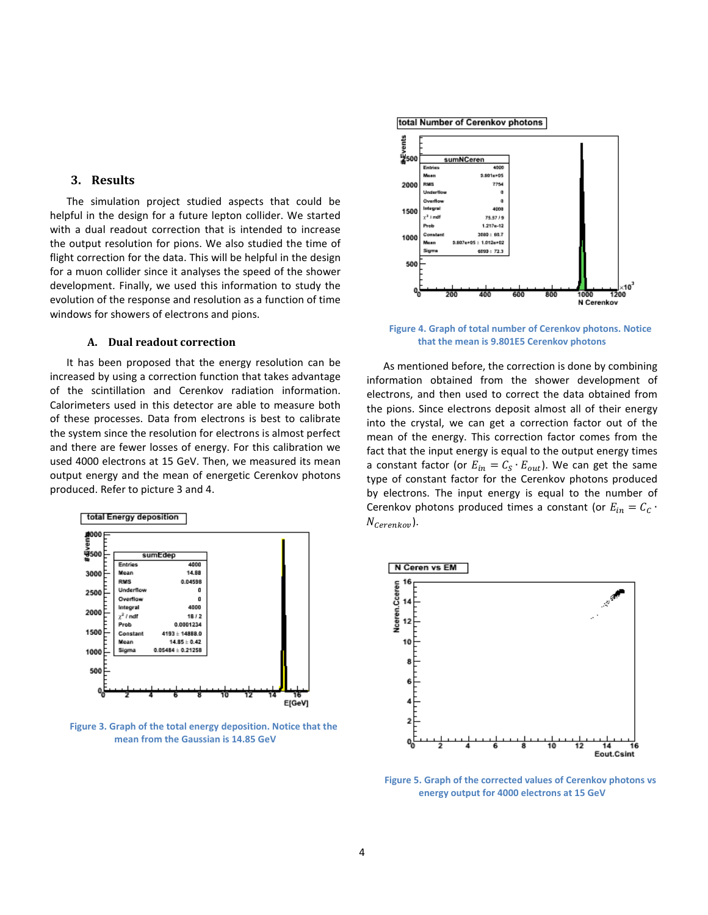## 3. Results

The simulation project studied aspects that could be helpful in the design for a future lepton collider. We started with a dual readout correction that is intended to increase the output resolution for pions. We also studied the time of flight correction for the data. This will be helpful in the design for a muon collider since it analyses the speed of the shower development. Finally, we used this information to study the evolution of the response and resolution as a function of time windows for showers of electrons and pions.

### A. Dual readout correction

It has been proposed that the energy resolution can be increased by using a correction function that takes advantage of the scintillation and Cerenkov radiation information. Calorimeters used in this detector are able to measure both of these processes. Data from electrons is best to calibrate the system since the resolution for electrons is almost perfect and there are fewer losses of energy. For this calibration we used 4000 electrons at 15 GeV. Then, we measured its mean output energy and the mean of energetic Cerenkov photons produced. Refer to picture 3 and 4.

Figure 3. Graph of the total energy deposition. Notice that the mean from the Gaussian is 14.85 GeV

Figure 4. Graph of total number of Cerenkov photons. Notice that the mean is 9.801E5 Cerenkov photons

As mentioned before, the correction is done by combining information obtained from the shower development of electrons, and then used to correct the data obtained from the pions. Since electrons deposit almost all of their energy into the crystal, we can get a correction factor out of the mean of the energy. This correction factor comes from the fact that the input energy is equal to the output energy times a constant factor (or $E_{in} = C_S \cdot E_{out}$). We can get the same type of constant factor for the Cerenkov photons produced by electrons. The input energy is equal to the number of Cerenkov photons produced times a constant (or $E_{in} = C_C \cdot N_{Cerenkov}$).

Figure 5. Graph of the corrected values of Cerenkov photons vs energy output for 4000 electrons at 15 GeV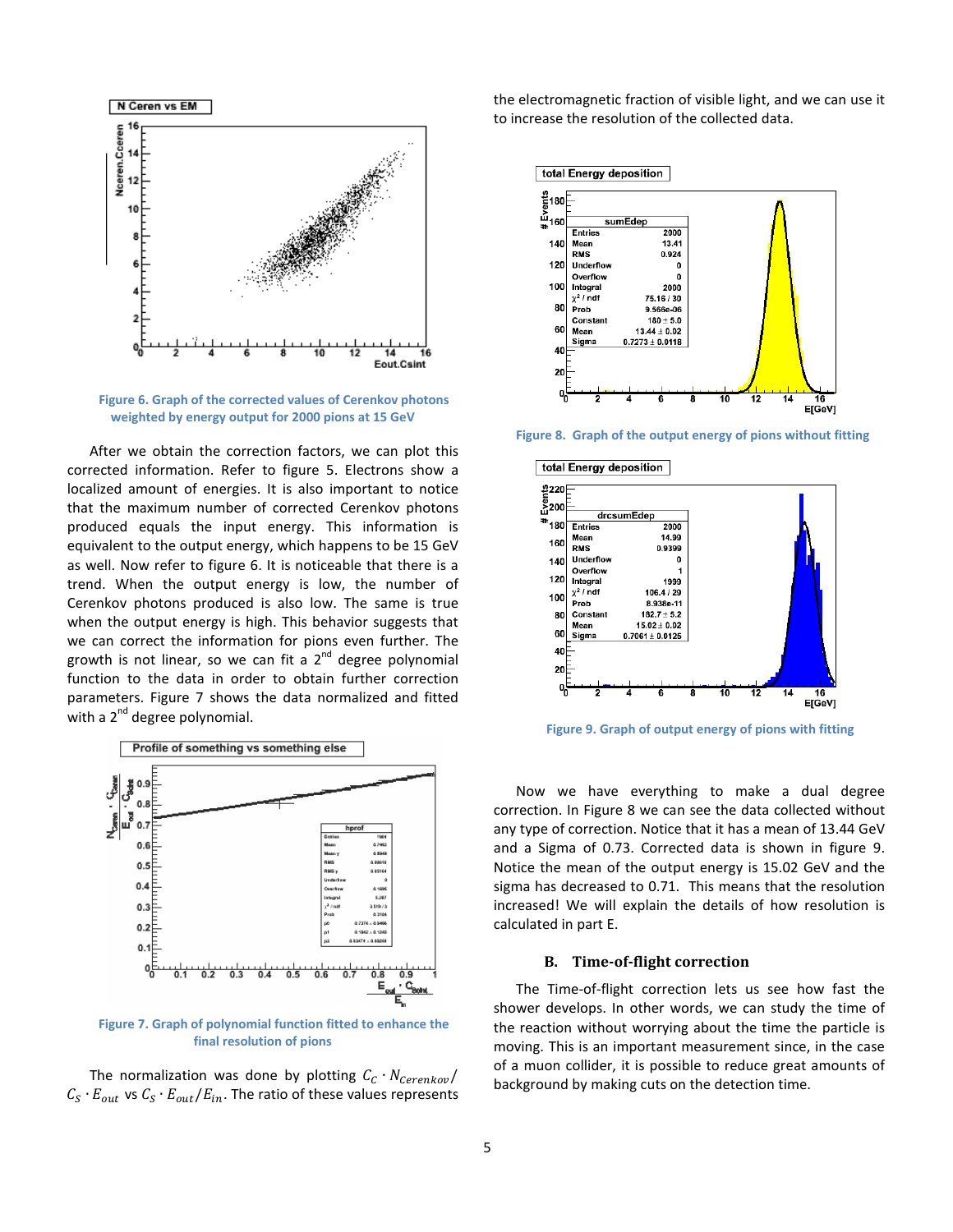Figure 6. Graph of the corrected values of Cerenkov photons weighted by energy output for 2000 pions at 15 GeV

After we obtain the correction factors, we can plot this corrected information. Refer to figure 5. Electrons show a localized amount of energies. It is also important to notice that the maximum number of corrected Cerenkov photons produced equals the input energy. This information is equivalent to the output energy, which happens to be 15 GeV as well. Now refer to figure 6. It is noticeable that there is a trend. When the output energy is low, the number of Cerenkov photons produced is also low. The same is true when the output energy is high. This behavior suggests that we can correct the information for pions even further. The growth is not linear, so we can fit a 2[nd] degree polynomial function to the data in order to obtain further correction parameters. Figure 7 shows the data normalized and fitted with a 2[nd] degree polynomial.

Figure 7. Graph of polynomial function fitted to enhance the final resolution of pions

The normalization was done by plotting $C_C \cdot N_{Cerenkov}/C_S \cdot E_{out}$ vs $C_S \cdot E_{out}/E_{in}$. The ratio of these values represents the electromagnetic fraction of visible light, and we can use it to increase the resolution of the collected data.

Figure 8. Graph of the output energy of pions without fitting

Figure 9. Graph of output energy of pions with fitting

Now we have everything to make a dual degree correction. In Figure 8 we can see the data collected without any type of correction. Notice that it has a mean of 13.44 GeV and a Sigma of 0.73. Corrected data is shown in figure 9. Notice the mean of the output energy is 15.02 GeV and the sigma has decreased to 0.71. This means that the resolution increased! We will explain the details of how resolution is calculated in part E.

### B. Time-of-flight correction

The Time-of-flight correction lets us see how fast the shower develops. In other words, we can study the time of the reaction without worrying about the time the particle is moving. This is an important measurement since, in the case of a muon collider, it is possible to reduce great amounts of background by making cuts on the detection time.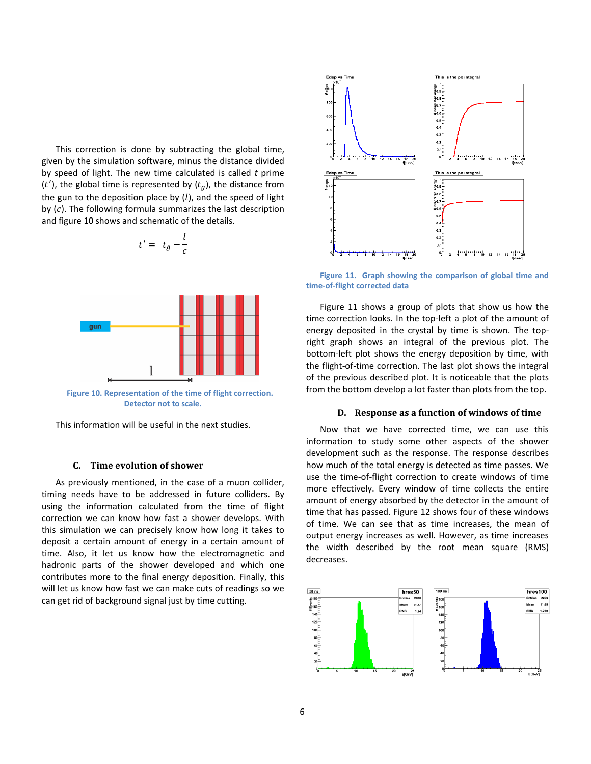This correction is done by subtracting the global time, given by the simulation software, minus the distance divided by speed of light. The new time calculated is called $t$ prime ($t'$), the global time is represented by ($t_g$), the distance from the gun to the deposition place by ($l$), and the speed of light by ($c$). The following formula summarizes the last description and figure 10 shows and schematic of the details.

$$t' = t_g - \frac{l}{c}$$

Figure 10. Representation of the time of flight correction. Detector not to scale.

This information will be useful in the next studies.

## C. Time evolution of shower

As previously mentioned, in the case of a muon collider, timing needs have to be addressed in future colliders. By using the information calculated from the time of flight correction we can know how fast a shower develops. With this simulation we can precisely know how long it takes to deposit a certain amount of energy in a certain amount of time. Also, it let us know how the electromagnetic and hadronic parts of the shower developed and which one contributes more to the final energy deposition. Finally, this will let us know how fast we can make cuts of readings so we can get rid of background signal just by time cutting.

Figure 11. Graph showing the comparison of global time and time-of-flight corrected data

Figure 11 shows a group of plots that show us how the time correction looks. In the top-left a plot of the amount of energy deposited in the crystal by time is shown. The top-right graph shows an integral of the previous plot. The bottom-left plot shows the energy deposition by time, with the flight-of-time correction. The last plot shows the integral of the previous described plot. It is noticeable that the plots from the bottom develop a lot faster than plots from the top.

## D. Response as a function of windows of time

Now that we have corrected time, we can use this information to study some other aspects of the shower development such as the response. The response describes how much of the total energy is detected as time passes. We use the time-of-flight correction to create windows of time more effectively. Every window of time collects the entire amount of energy absorbed by the detector in the amount of time that has passed. Figure 12 shows four of these windows of time. We can see that as time increases, the mean of output energy increases as well. However, as time increases the width described by the root mean square (RMS) decreases.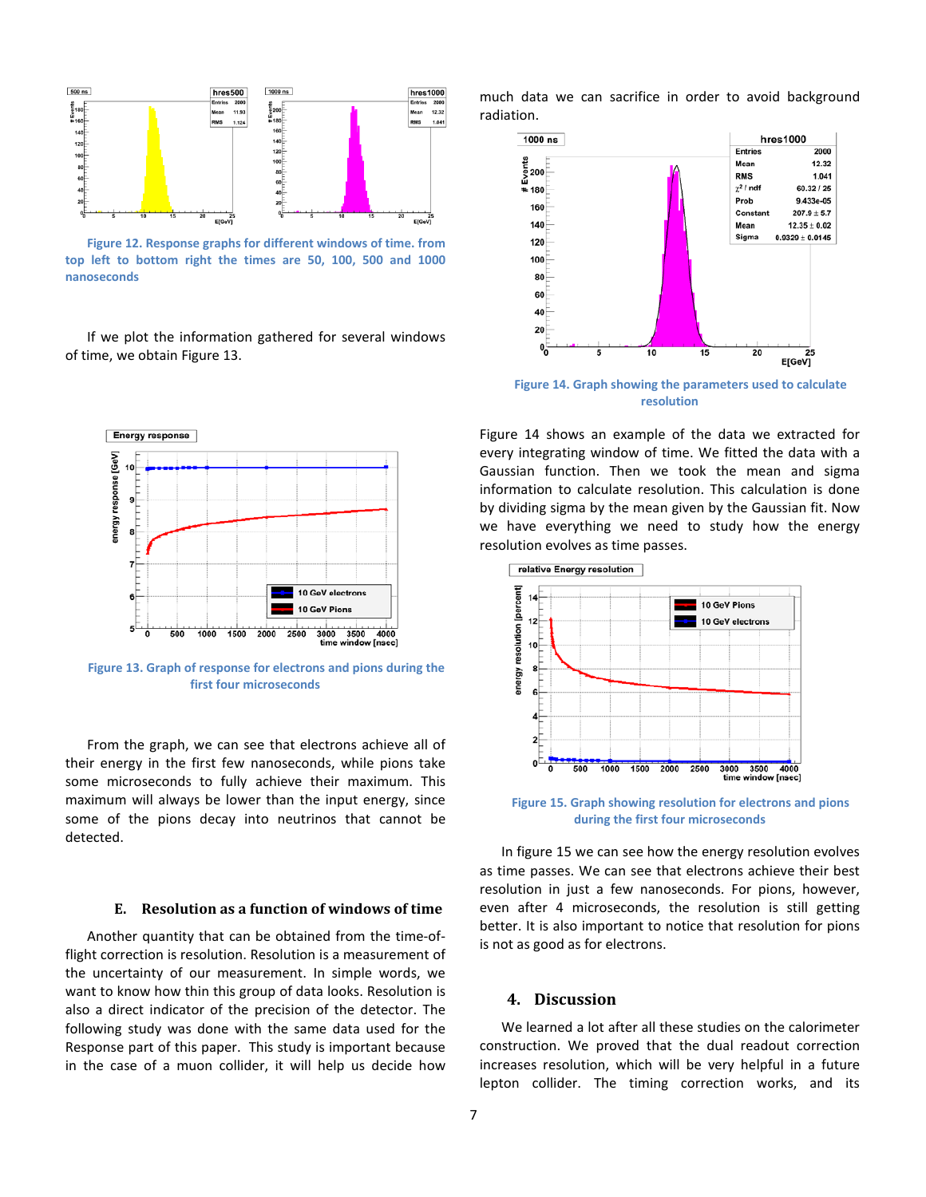Figure 12. Response graphs for different windows of time. from top left to bottom right the times are 50, 100, 500 and 1000 nanoseconds

If we plot the information gathered for several windows of time, we obtain Figure 13.

Figure 13. Graph of response for electrons and pions during the first four microseconds

From the graph, we can see that electrons achieve all of their energy in the first few nanoseconds, while pions take some microseconds to fully achieve their maximum. This maximum will always be lower than the input energy, since some of the pions decay into neutrinos that cannot be detected.

### E. Resolution as a function of windows of time

Another quantity that can be obtained from the time-of-flight correction is resolution. Resolution is a measurement of the uncertainty of our measurement. In simple words, we want to know how thin this group of data looks. Resolution is also a direct indicator of the precision of the detector. The following study was done with the same data used for the Response part of this paper. This study is important because in the case of a muon collider, it will help us decide how much data we can sacrifice in order to avoid background radiation.

Figure 14. Graph showing the parameters used to calculate resolution

Figure 14 shows an example of the data we extracted for every integrating window of time. We fitted the data with a Gaussian function. Then we took the mean and sigma information to calculate resolution. This calculation is done by dividing sigma by the mean given by the Gaussian fit. Now we have everything we need to study how the energy resolution evolves as time passes.

Figure 15. Graph showing resolution for electrons and pions during the first four microseconds

In figure 15 we can see how the energy resolution evolves as time passes. We can see that electrons achieve their best resolution in just a few nanoseconds. For pions, however, even after 4 microseconds, the resolution is still getting better. It is also important to notice that resolution for pions is not as good as for electrons.

## 4. Discussion

We learned a lot after all these studies on the calorimeter construction. We proved that the dual readout correction increases resolution, which will be very helpful in a future lepton collider. The timing correction works, and its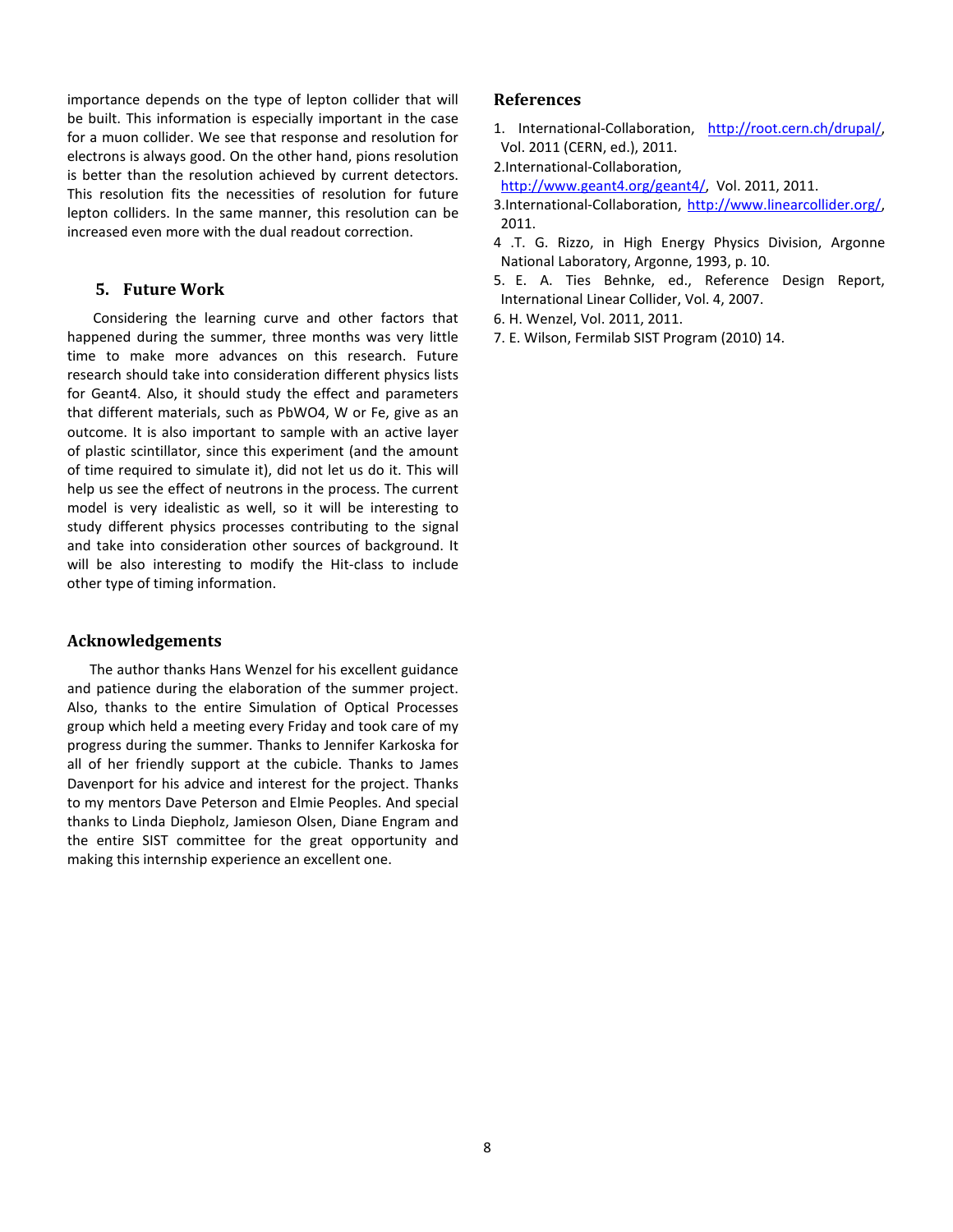importance depends on the type of lepton collider that will be built. This information is especially important in the case for a muon collider. We see that response and resolution for electrons is always good. On the other hand, pions resolution is better than the resolution achieved by current detectors. This resolution fits the necessities of resolution for future lepton colliders. In the same manner, this resolution can be increased even more with the dual readout correction.

## 5. Future Work

Considering the learning curve and other factors that happened during the summer, three months was very little time to make more advances on this research. Future research should take into consideration different physics lists for Geant4. Also, it should study the effect and parameters that different materials, such as $PbWO_4$, W or Fe, give as an outcome. It is also important to sample with an active layer of plastic scintillator, since this experiment (and the amount of time required to simulate it), did not let us do it. This will help us see the effect of neutrons in the process. The current model is very idealistic as well, so it will be interesting to study different physics processes contributing to the signal and take into consideration other sources of background. It will be also interesting to modify the Hit-class to include other type of timing information.

## Acknowledgements

The author thanks Hans Wenzel for his excellent guidance and patience during the elaboration of the summer project. Also, thanks to the entire Simulation of Optical Processes group which held a meeting every Friday and took care of my progress during the summer. Thanks to Jennifer Karkoska for all of her friendly support at the cubicle. Thanks to James Davenport for his advice and interest for the project. Thanks to my mentors Dave Peterson and Elmie Peoples. And special thanks to Linda Diepholz, Jamieson Olsen, Diane Engram and the entire SIST committee for the great opportunity and making this internship experience an excellent one.

## References

1. International-Collaboration, http://root.cern.ch/drupal/, Vol. 2011 (CERN, ed.), 2011.
2. International-Collaboration, http://www.geant4.org/geant4/, Vol. 2011, 2011.
3. International-Collaboration, http://www.linearcollider.org/, 2011.
4. T. G. Rizzo, in High Energy Physics Division, Argonne National Laboratory, Argonne, 1993, p. 10.
5. E. A. Ties Behnke, ed., Reference Design Report, International Linear Collider, Vol. 4, 2007.
6. H. Wenzel, Vol. 2011, 2011.
7. E. Wilson, Fermilab SIST Program (2010) 14.